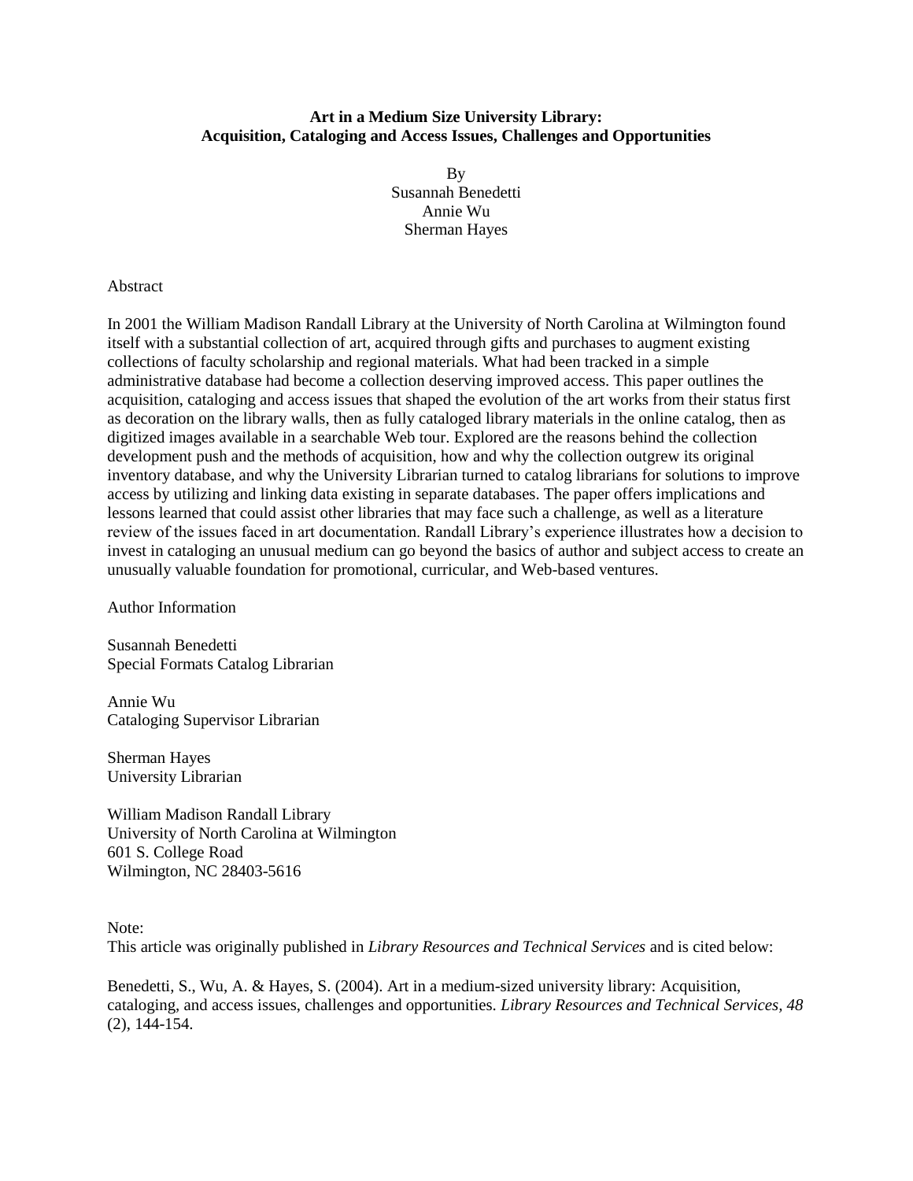**Art in a Medium Size University Library:
Acquisition, Cataloging and Access Issues, Challenges and Opportunities**

By
Susannah Benedetti
Annie Wu
Sherman Hayes

Abstract

In 2001 the William Madison Randall Library at the University of North Carolina at Wilmington found itself with a substantial collection of art, acquired through gifts and purchases to augment existing collections of faculty scholarship and regional materials. What had been tracked in a simple administrative database had become a collection deserving improved access. This paper outlines the acquisition, cataloging and access issues that shaped the evolution of the art works from their status first as decoration on the library walls, then as fully cataloged library materials in the online catalog, then as digitized images available in a searchable Web tour. Explored are the reasons behind the collection development push and the methods of acquisition, how and why the collection outgrew its original inventory database, and why the University Librarian turned to catalog librarians for solutions to improve access by utilizing and linking data existing in separate databases. The paper offers implications and lessons learned that could assist other libraries that may face such a challenge, as well as a literature review of the issues faced in art documentation. Randall Library's experience illustrates how a decision to invest in cataloging an unusual medium can go beyond the basics of author and subject access to create an unusually valuable foundation for promotional, curricular, and Web-based ventures.

Author Information

Susannah Benedetti
Special Formats Catalog Librarian

Annie Wu
Cataloging Supervisor Librarian

Sherman Hayes
University Librarian

William Madison Randall Library
University of North Carolina at Wilmington
601 S. College Road
Wilmington, NC 28403-5616

Note:
This article was originally published in *Library Resources and Technical Services* and is cited below:

Benedetti, S., Wu, A. & Hayes, S. (2004). Art in a medium-sized university library: Acquisition, cataloging, and access issues, challenges and opportunities. *Library Resources and Technical Services, 48* (2), 144-154.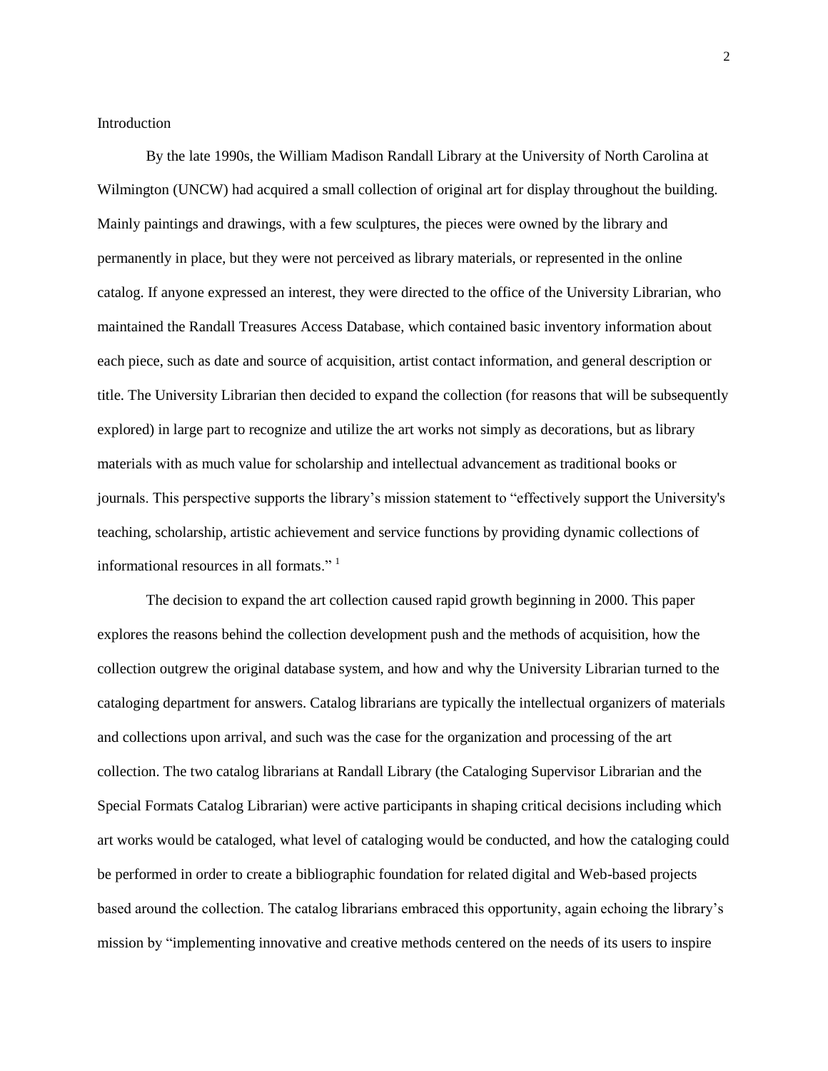## Introduction

By the late 1990s, the William Madison Randall Library at the University of North Carolina at Wilmington (UNCW) had acquired a small collection of original art for display throughout the building. Mainly paintings and drawings, with a few sculptures, the pieces were owned by the library and permanently in place, but they were not perceived as library materials, or represented in the online catalog. If anyone expressed an interest, they were directed to the office of the University Librarian, who maintained the Randall Treasures Access Database, which contained basic inventory information about each piece, such as date and source of acquisition, artist contact information, and general description or title. The University Librarian then decided to expand the collection (for reasons that will be subsequently explored) in large part to recognize and utilize the art works not simply as decorations, but as library materials with as much value for scholarship and intellectual advancement as traditional books or journals. This perspective supports the library's mission statement to "effectively support the University's teaching, scholarship, artistic achievement and service functions by providing dynamic collections of informational resources in all formats." [1]

The decision to expand the art collection caused rapid growth beginning in 2000. This paper explores the reasons behind the collection development push and the methods of acquisition, how the collection outgrew the original database system, and how and why the University Librarian turned to the cataloging department for answers. Catalog librarians are typically the intellectual organizers of materials and collections upon arrival, and such was the case for the organization and processing of the art collection. The two catalog librarians at Randall Library (the Cataloging Supervisor Librarian and the Special Formats Catalog Librarian) were active participants in shaping critical decisions including which art works would be cataloged, what level of cataloging would be conducted, and how the cataloging could be performed in order to create a bibliographic foundation for related digital and Web-based projects based around the collection. The catalog librarians embraced this opportunity, again echoing the library's mission by "implementing innovative and creative methods centered on the needs of its users to inspire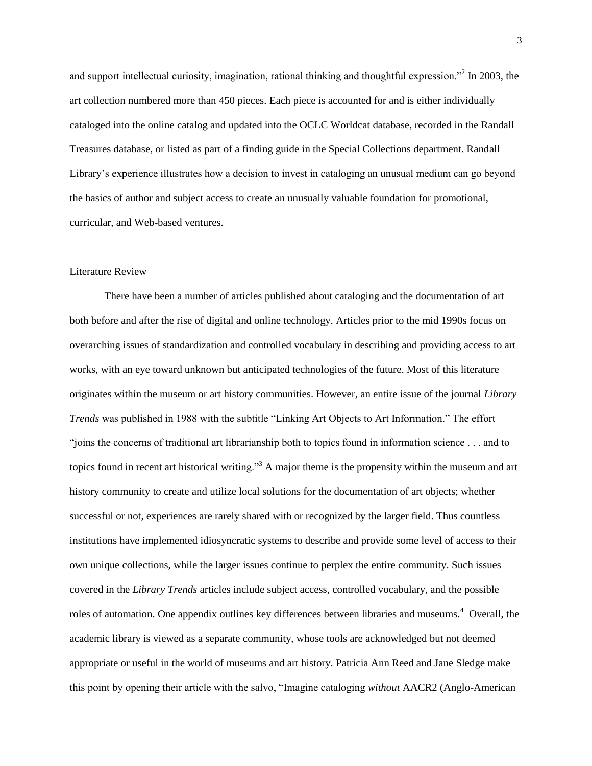and support intellectual curiosity, imagination, rational thinking and thoughtful expression."[2] In 2003, the art collection numbered more than 450 pieces. Each piece is accounted for and is either individually cataloged into the online catalog and updated into the OCLC Worldcat database, recorded in the Randall Treasures database, or listed as part of a finding guide in the Special Collections department. Randall Library's experience illustrates how a decision to invest in cataloging an unusual medium can go beyond the basics of author and subject access to create an unusually valuable foundation for promotional, curricular, and Web-based ventures.

## Literature Review

There have been a number of articles published about cataloging and the documentation of art both before and after the rise of digital and online technology. Articles prior to the mid 1990s focus on overarching issues of standardization and controlled vocabulary in describing and providing access to art works, with an eye toward unknown but anticipated technologies of the future. Most of this literature originates within the museum or art history communities. However, an entire issue of the journal *Library Trends* was published in 1988 with the subtitle "Linking Art Objects to Art Information." The effort "joins the concerns of traditional art librarianship both to topics found in information science . . . and to topics found in recent art historical writing."[3] A major theme is the propensity within the museum and art history community to create and utilize local solutions for the documentation of art objects; whether successful or not, experiences are rarely shared with or recognized by the larger field. Thus countless institutions have implemented idiosyncratic systems to describe and provide some level of access to their own unique collections, while the larger issues continue to perplex the entire community. Such issues covered in the *Library Trends* articles include subject access, controlled vocabulary, and the possible roles of automation. One appendix outlines key differences between libraries and museums.[4] Overall, the academic library is viewed as a separate community, whose tools are acknowledged but not deemed appropriate or useful in the world of museums and art history. Patricia Ann Reed and Jane Sledge make this point by opening their article with the salvo, "Imagine cataloging *without* AACR2 (Anglo-American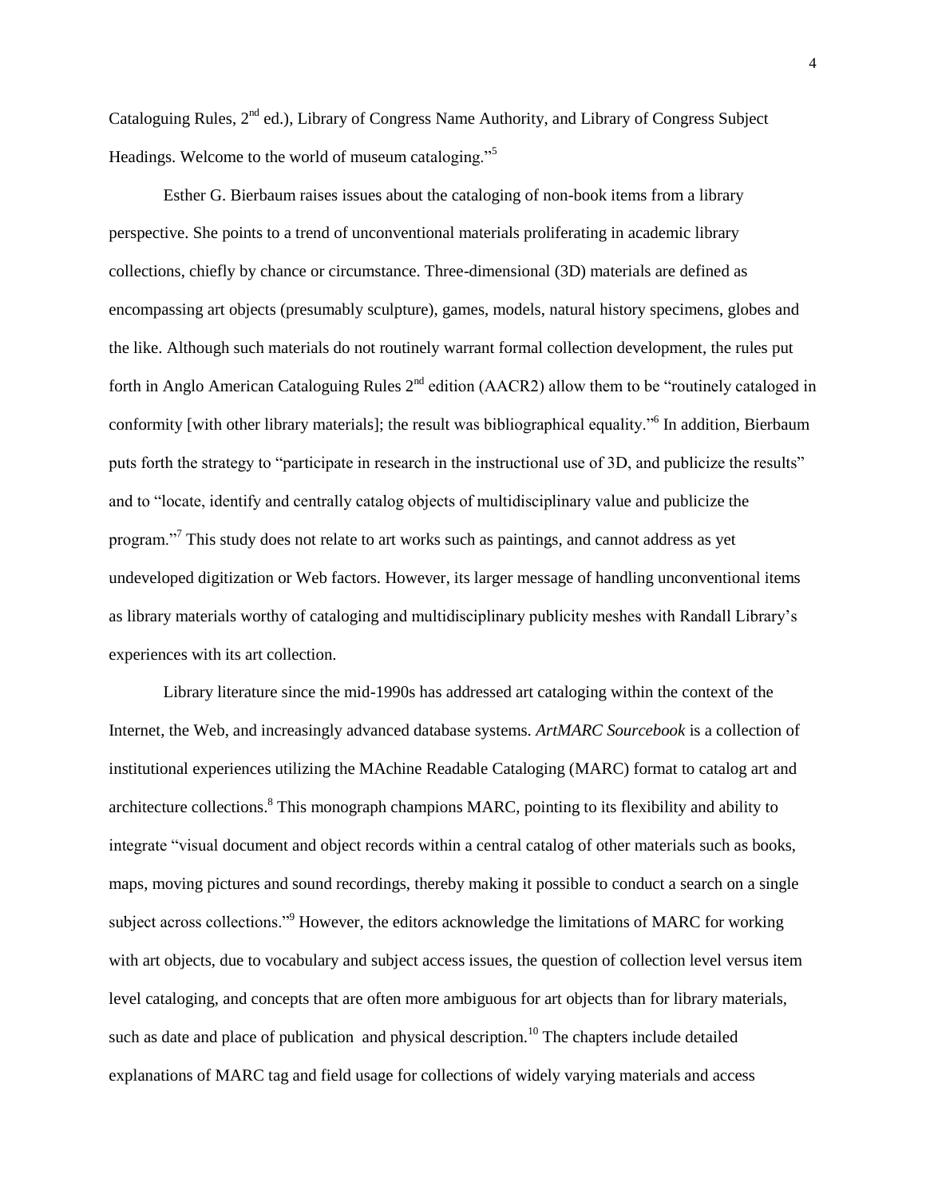Cataloguing Rules, 2nd ed.), Library of Congress Name Authority, and Library of Congress Subject Headings. Welcome to the world of museum cataloging."[5]

Esther G. Bierbaum raises issues about the cataloging of non-book items from a library perspective. She points to a trend of unconventional materials proliferating in academic library collections, chiefly by chance or circumstance. Three-dimensional (3D) materials are defined as encompassing art objects (presumably sculpture), games, models, natural history specimens, globes and the like. Although such materials do not routinely warrant formal collection development, the rules put forth in Anglo American Cataloguing Rules 2nd edition (AACR2) allow them to be "routinely cataloged in conformity [with other library materials]; the result was bibliographical equality."[6] In addition, Bierbaum puts forth the strategy to "participate in research in the instructional use of 3D, and publicize the results" and to "locate, identify and centrally catalog objects of multidisciplinary value and publicize the program."[7] This study does not relate to art works such as paintings, and cannot address as yet undeveloped digitization or Web factors. However, its larger message of handling unconventional items as library materials worthy of cataloging and multidisciplinary publicity meshes with Randall Library's experiences with its art collection.

Library literature since the mid-1990s has addressed art cataloging within the context of the Internet, the Web, and increasingly advanced database systems. *ArtMARC Sourcebook* is a collection of institutional experiences utilizing the MAchine Readable Cataloging (MARC) format to catalog art and architecture collections.[8] This monograph champions MARC, pointing to its flexibility and ability to integrate "visual document and object records within a central catalog of other materials such as books, maps, moving pictures and sound recordings, thereby making it possible to conduct a search on a single subject across collections."[9] However, the editors acknowledge the limitations of MARC for working with art objects, due to vocabulary and subject access issues, the question of collection level versus item level cataloging, and concepts that are often more ambiguous for art objects than for library materials, such as date and place of publication and physical description.[10] The chapters include detailed explanations of MARC tag and field usage for collections of widely varying materials and access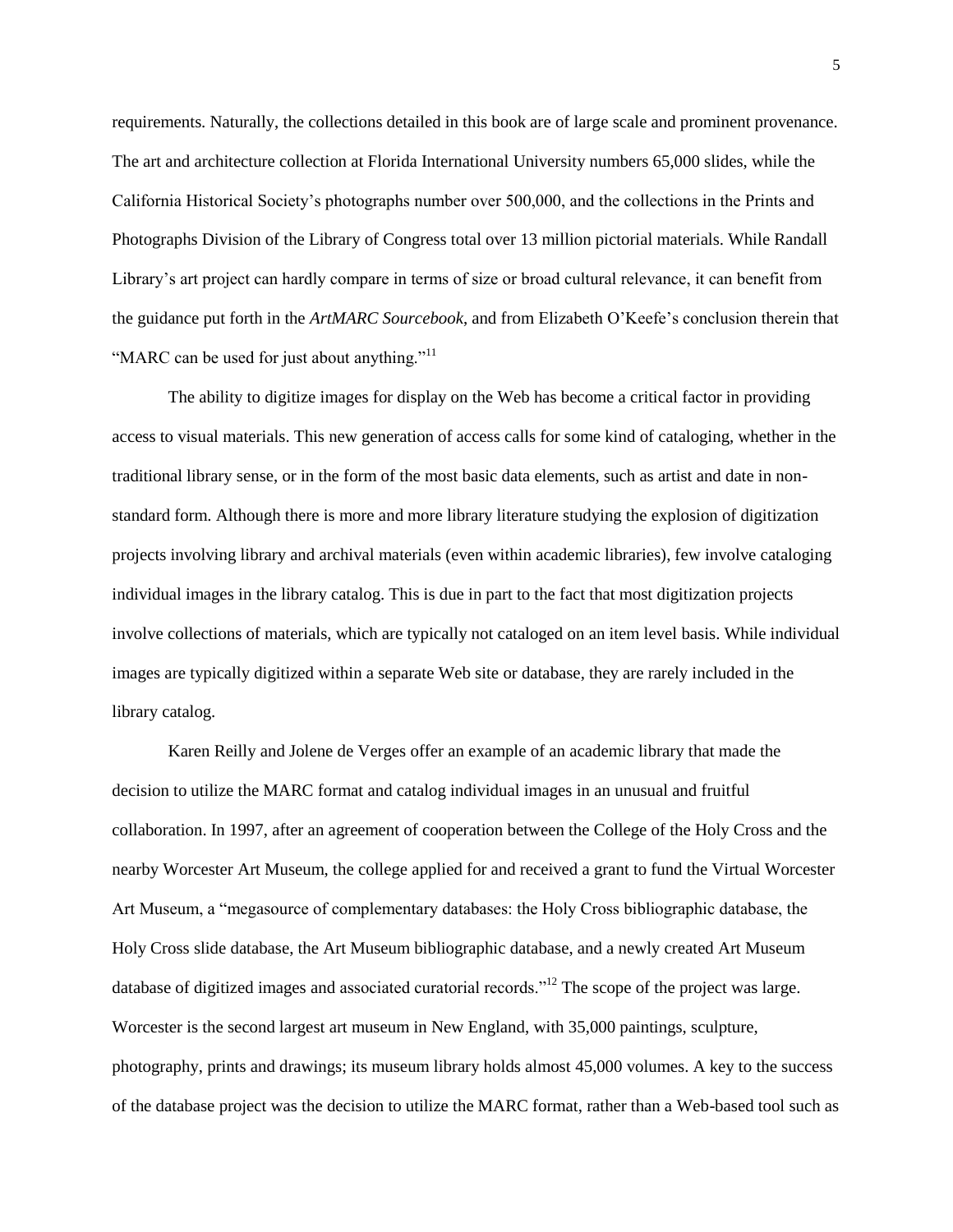requirements. Naturally, the collections detailed in this book are of large scale and prominent provenance. The art and architecture collection at Florida International University numbers 65,000 slides, while the California Historical Society's photographs number over 500,000, and the collections in the Prints and Photographs Division of the Library of Congress total over 13 million pictorial materials. While Randall Library's art project can hardly compare in terms of size or broad cultural relevance, it can benefit from the guidance put forth in the *ArtMARC Sourcebook*, and from Elizabeth O'Keefe's conclusion therein that "MARC can be used for just about anything."[11]

The ability to digitize images for display on the Web has become a critical factor in providing access to visual materials. This new generation of access calls for some kind of cataloging, whether in the traditional library sense, or in the form of the most basic data elements, such as artist and date in non-standard form. Although there is more and more library literature studying the explosion of digitization projects involving library and archival materials (even within academic libraries), few involve cataloging individual images in the library catalog. This is due in part to the fact that most digitization projects involve collections of materials, which are typically not cataloged on an item level basis. While individual images are typically digitized within a separate Web site or database, they are rarely included in the library catalog.

Karen Reilly and Jolene de Verges offer an example of an academic library that made the decision to utilize the MARC format and catalog individual images in an unusual and fruitful collaboration. In 1997, after an agreement of cooperation between the College of the Holy Cross and the nearby Worcester Art Museum, the college applied for and received a grant to fund the Virtual Worcester Art Museum, a "megasource of complementary databases: the Holy Cross bibliographic database, the Holy Cross slide database, the Art Museum bibliographic database, and a newly created Art Museum database of digitized images and associated curatorial records."[12] The scope of the project was large. Worcester is the second largest art museum in New England, with 35,000 paintings, sculpture, photography, prints and drawings; its museum library holds almost 45,000 volumes. A key to the success of the database project was the decision to utilize the MARC format, rather than a Web-based tool such as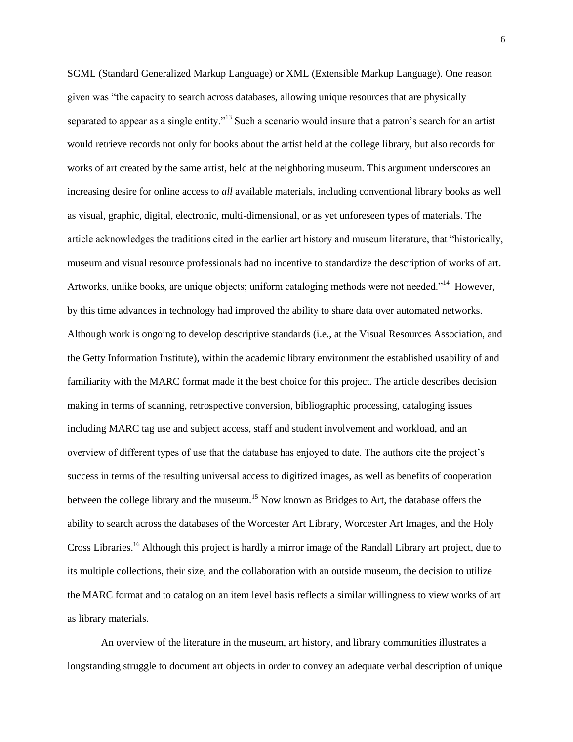SGML (Standard Generalized Markup Language) or XML (Extensible Markup Language). One reason given was "the capacity to search across databases, allowing unique resources that are physically separated to appear as a single entity."[13] Such a scenario would insure that a patron's search for an artist would retrieve records not only for books about the artist held at the college library, but also records for works of art created by the same artist, held at the neighboring museum. This argument underscores an increasing desire for online access to *all* available materials, including conventional library books as well as visual, graphic, digital, electronic, multi-dimensional, or as yet unforeseen types of materials. The article acknowledges the traditions cited in the earlier art history and museum literature, that "historically, museum and visual resource professionals had no incentive to standardize the description of works of art. Artworks, unlike books, are unique objects; uniform cataloging methods were not needed."[14] However, by this time advances in technology had improved the ability to share data over automated networks. Although work is ongoing to develop descriptive standards (i.e., at the Visual Resources Association, and the Getty Information Institute), within the academic library environment the established usability of and familiarity with the MARC format made it the best choice for this project. The article describes decision making in terms of scanning, retrospective conversion, bibliographic processing, cataloging issues including MARC tag use and subject access, staff and student involvement and workload, and an overview of different types of use that the database has enjoyed to date. The authors cite the project's success in terms of the resulting universal access to digitized images, as well as benefits of cooperation between the college library and the museum.[15] Now known as Bridges to Art, the database offers the ability to search across the databases of the Worcester Art Library, Worcester Art Images, and the Holy Cross Libraries.[16] Although this project is hardly a mirror image of the Randall Library art project, due to its multiple collections, their size, and the collaboration with an outside museum, the decision to utilize the MARC format and to catalog on an item level basis reflects a similar willingness to view works of art as library materials.

An overview of the literature in the museum, art history, and library communities illustrates a longstanding struggle to document art objects in order to convey an adequate verbal description of unique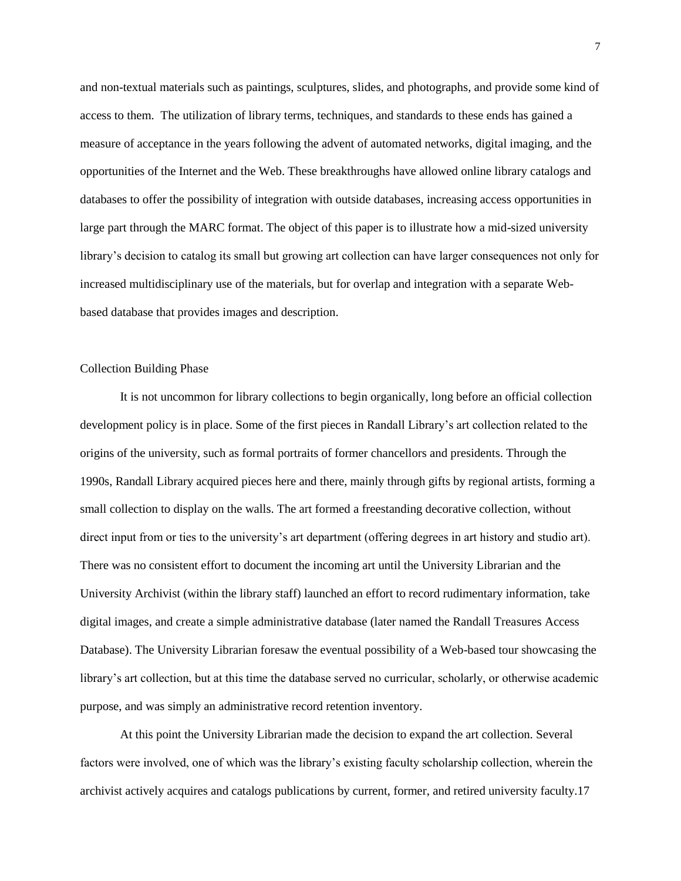and non-textual materials such as paintings, sculptures, slides, and photographs, and provide some kind of access to them. The utilization of library terms, techniques, and standards to these ends has gained a measure of acceptance in the years following the advent of automated networks, digital imaging, and the opportunities of the Internet and the Web. These breakthroughs have allowed online library catalogs and databases to offer the possibility of integration with outside databases, increasing access opportunities in large part through the MARC format. The object of this paper is to illustrate how a mid-sized university library's decision to catalog its small but growing art collection can have larger consequences not only for increased multidisciplinary use of the materials, but for overlap and integration with a separate Web-based database that provides images and description.

## Collection Building Phase

It is not uncommon for library collections to begin organically, long before an official collection development policy is in place. Some of the first pieces in Randall Library's art collection related to the origins of the university, such as formal portraits of former chancellors and presidents. Through the 1990s, Randall Library acquired pieces here and there, mainly through gifts by regional artists, forming a small collection to display on the walls. The art formed a freestanding decorative collection, without direct input from or ties to the university's art department (offering degrees in art history and studio art). There was no consistent effort to document the incoming art until the University Librarian and the University Archivist (within the library staff) launched an effort to record rudimentary information, take digital images, and create a simple administrative database (later named the Randall Treasures Access Database). The University Librarian foresaw the eventual possibility of a Web-based tour showcasing the library's art collection, but at this time the database served no curricular, scholarly, or otherwise academic purpose, and was simply an administrative record retention inventory.

At this point the University Librarian made the decision to expand the art collection. Several factors were involved, one of which was the library's existing faculty scholarship collection, wherein the archivist actively acquires and catalogs publications by current, former, and retired university faculty.[17]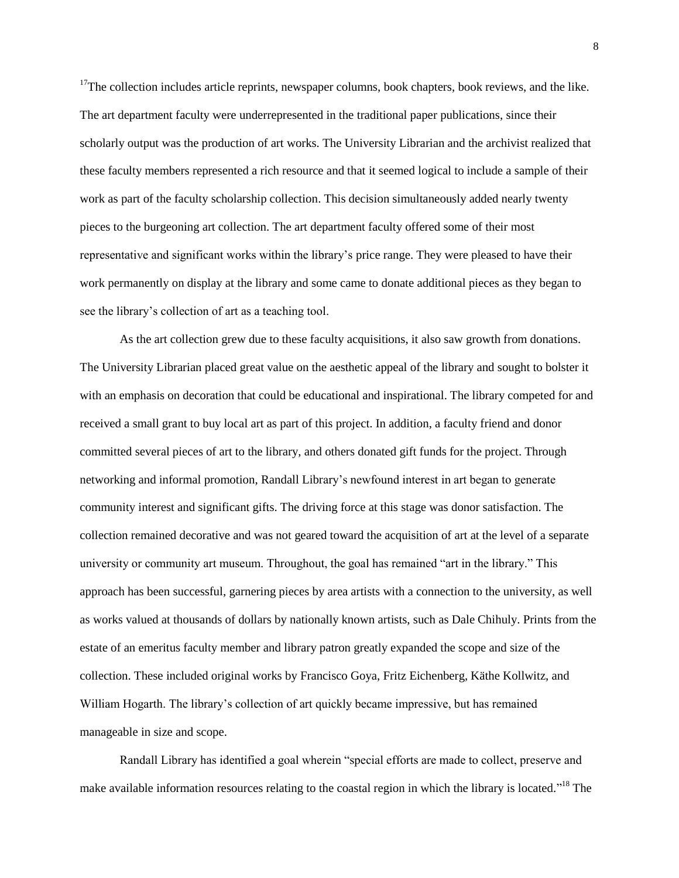[17]The collection includes article reprints, newspaper columns, book chapters, book reviews, and the like. The art department faculty were underrepresented in the traditional paper publications, since their scholarly output was the production of art works. The University Librarian and the archivist realized that these faculty members represented a rich resource and that it seemed logical to include a sample of their work as part of the faculty scholarship collection. This decision simultaneously added nearly twenty pieces to the burgeoning art collection. The art department faculty offered some of their most representative and significant works within the library's price range. They were pleased to have their work permanently on display at the library and some came to donate additional pieces as they began to see the library's collection of art as a teaching tool.

As the art collection grew due to these faculty acquisitions, it also saw growth from donations. The University Librarian placed great value on the aesthetic appeal of the library and sought to bolster it with an emphasis on decoration that could be educational and inspirational. The library competed for and received a small grant to buy local art as part of this project. In addition, a faculty friend and donor committed several pieces of art to the library, and others donated gift funds for the project. Through networking and informal promotion, Randall Library's newfound interest in art began to generate community interest and significant gifts. The driving force at this stage was donor satisfaction. The collection remained decorative and was not geared toward the acquisition of art at the level of a separate university or community art museum. Throughout, the goal has remained "art in the library." This approach has been successful, garnering pieces by area artists with a connection to the university, as well as works valued at thousands of dollars by nationally known artists, such as Dale Chihuly. Prints from the estate of an emeritus faculty member and library patron greatly expanded the scope and size of the collection. These included original works by Francisco Goya, Fritz Eichenberg, Käthe Kollwitz, and William Hogarth. The library's collection of art quickly became impressive, but has remained manageable in size and scope.

Randall Library has identified a goal wherein "special efforts are made to collect, preserve and make available information resources relating to the coastal region in which the library is located."[18] The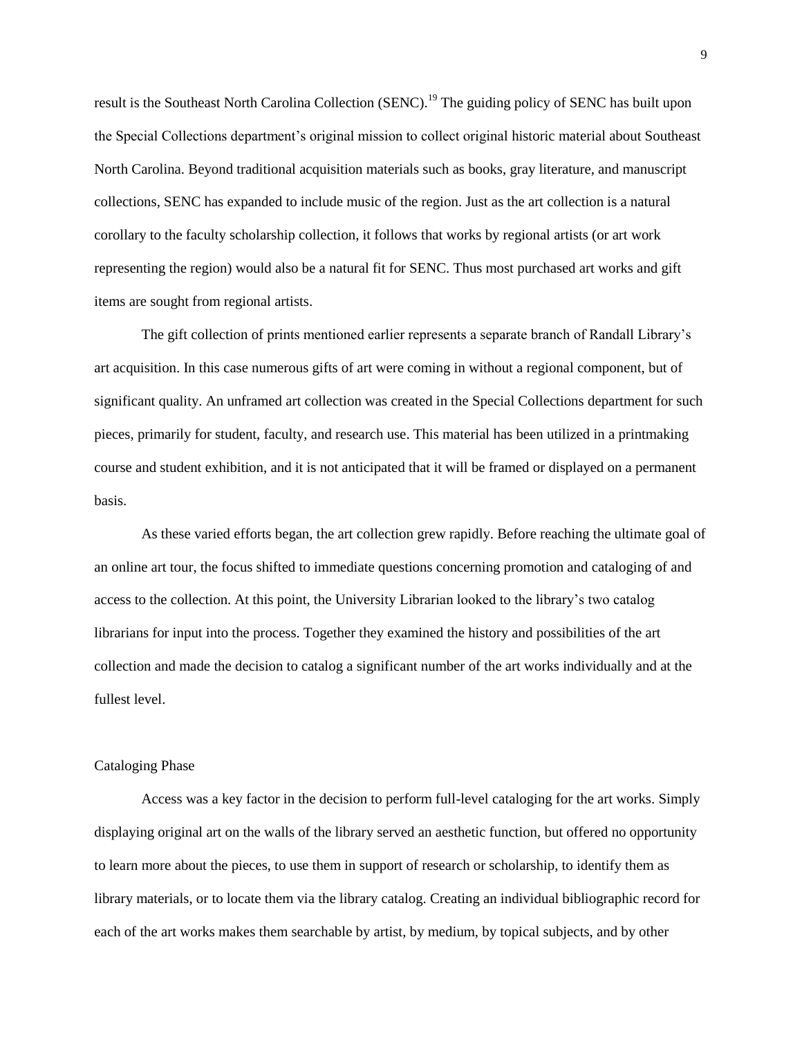result is the Southeast North Carolina Collection (SENC).[19] The guiding policy of SENC has built upon the Special Collections department's original mission to collect original historic material about Southeast North Carolina. Beyond traditional acquisition materials such as books, gray literature, and manuscript collections, SENC has expanded to include music of the region. Just as the art collection is a natural corollary to the faculty scholarship collection, it follows that works by regional artists (or art work representing the region) would also be a natural fit for SENC. Thus most purchased art works and gift items are sought from regional artists.

The gift collection of prints mentioned earlier represents a separate branch of Randall Library's art acquisition. In this case numerous gifts of art were coming in without a regional component, but of significant quality. An unframed art collection was created in the Special Collections department for such pieces, primarily for student, faculty, and research use. This material has been utilized in a printmaking course and student exhibition, and it is not anticipated that it will be framed or displayed on a permanent basis.

As these varied efforts began, the art collection grew rapidly. Before reaching the ultimate goal of an online art tour, the focus shifted to immediate questions concerning promotion and cataloging of and access to the collection. At this point, the University Librarian looked to the library's two catalog librarians for input into the process. Together they examined the history and possibilities of the art collection and made the decision to catalog a significant number of the art works individually and at the fullest level.

## Cataloging Phase

Access was a key factor in the decision to perform full-level cataloging for the art works. Simply displaying original art on the walls of the library served an aesthetic function, but offered no opportunity to learn more about the pieces, to use them in support of research or scholarship, to identify them as library materials, or to locate them via the library catalog. Creating an individual bibliographic record for each of the art works makes them searchable by artist, by medium, by topical subjects, and by other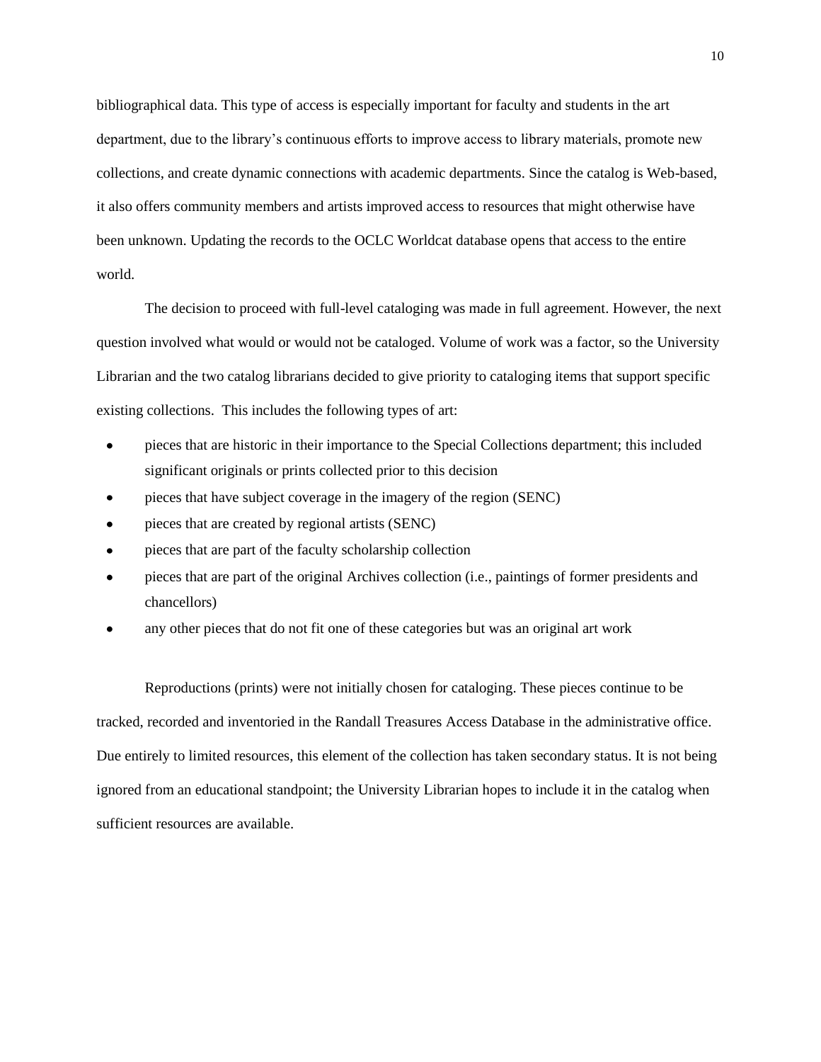bibliographical data. This type of access is especially important for faculty and students in the art department, due to the library's continuous efforts to improve access to library materials, promote new collections, and create dynamic connections with academic departments. Since the catalog is Web-based, it also offers community members and artists improved access to resources that might otherwise have been unknown. Updating the records to the OCLC Worldcat database opens that access to the entire world.

The decision to proceed with full-level cataloging was made in full agreement. However, the next question involved what would or would not be cataloged. Volume of work was a factor, so the University Librarian and the two catalog librarians decided to give priority to cataloging items that support specific existing collections. This includes the following types of art:

- pieces that are historic in their importance to the Special Collections department; this included significant originals or prints collected prior to this decision
- pieces that have subject coverage in the imagery of the region (SENC)
- pieces that are created by regional artists (SENC)
- pieces that are part of the faculty scholarship collection
- pieces that are part of the original Archives collection (i.e., paintings of former presidents and chancellors)
- any other pieces that do not fit one of these categories but was an original art work

Reproductions (prints) were not initially chosen for cataloging. These pieces continue to be tracked, recorded and inventoried in the Randall Treasures Access Database in the administrative office. Due entirely to limited resources, this element of the collection has taken secondary status. It is not being ignored from an educational standpoint; the University Librarian hopes to include it in the catalog when sufficient resources are available.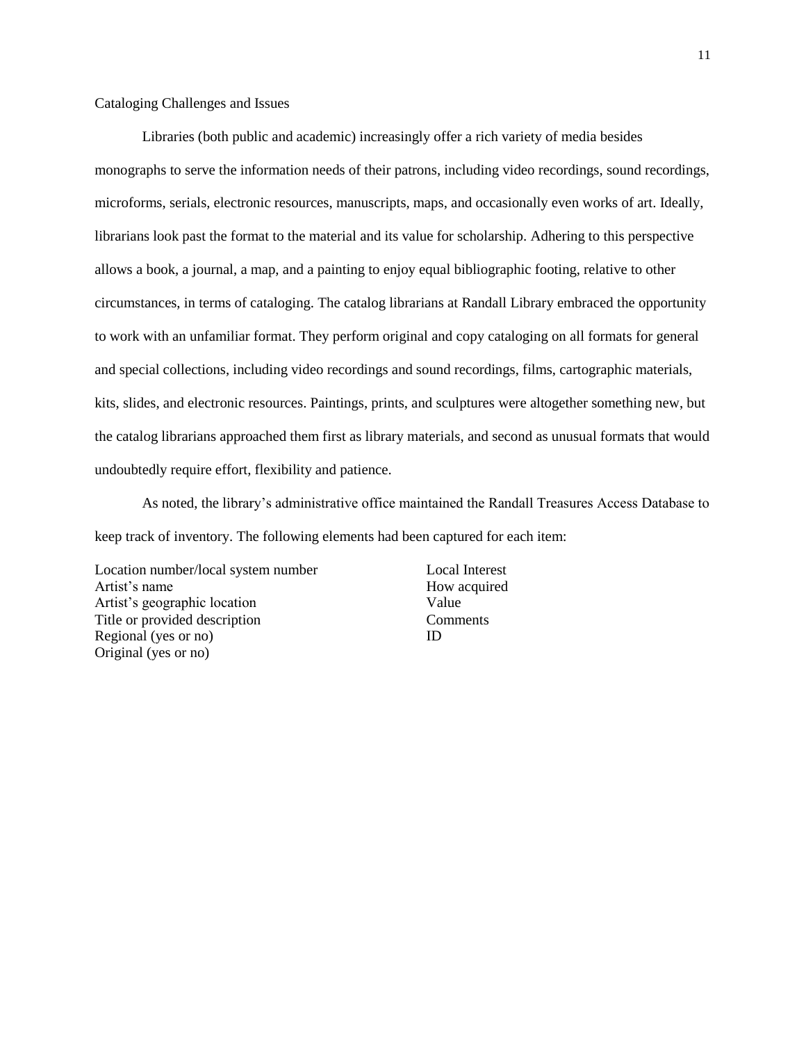## Cataloging Challenges and Issues

Libraries (both public and academic) increasingly offer a rich variety of media besides monographs to serve the information needs of their patrons, including video recordings, sound recordings, microforms, serials, electronic resources, manuscripts, maps, and occasionally even works of art. Ideally, librarians look past the format to the material and its value for scholarship. Adhering to this perspective allows a book, a journal, a map, and a painting to enjoy equal bibliographic footing, relative to other circumstances, in terms of cataloging. The catalog librarians at Randall Library embraced the opportunity to work with an unfamiliar format. They perform original and copy cataloging on all formats for general and special collections, including video recordings and sound recordings, films, cartographic materials, kits, slides, and electronic resources. Paintings, prints, and sculptures were altogether something new, but the catalog librarians approached them first as library materials, and second as unusual formats that would undoubtedly require effort, flexibility and patience.

As noted, the library's administrative office maintained the Randall Treasures Access Database to keep track of inventory. The following elements had been captured for each item:

- Location number/local system number
- Artist's name
- Artist's geographic location
- Title or provided description
- Regional (yes or no)
- Original (yes or no)
- Local Interest
- How acquired
- Value
- Comments
- ID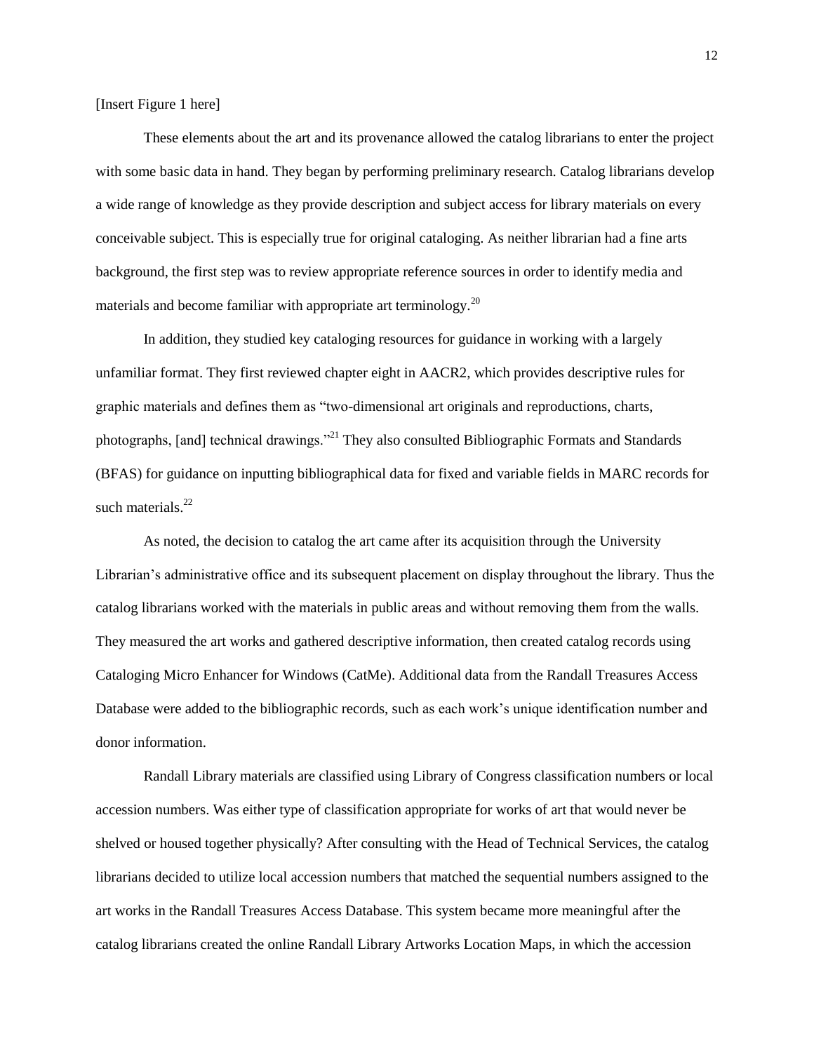[Insert Figure 1 here]

These elements about the art and its provenance allowed the catalog librarians to enter the project with some basic data in hand. They began by performing preliminary research. Catalog librarians develop a wide range of knowledge as they provide description and subject access for library materials on every conceivable subject. This is especially true for original cataloging. As neither librarian had a fine arts background, the first step was to review appropriate reference sources in order to identify media and materials and become familiar with appropriate art terminology.[20]

In addition, they studied key cataloging resources for guidance in working with a largely unfamiliar format. They first reviewed chapter eight in AACR2, which provides descriptive rules for graphic materials and defines them as "two-dimensional art originals and reproductions, charts, photographs, [and] technical drawings."[21] They also consulted Bibliographic Formats and Standards (BFAS) for guidance on inputting bibliographical data for fixed and variable fields in MARC records for such materials.[22]

As noted, the decision to catalog the art came after its acquisition through the University Librarian's administrative office and its subsequent placement on display throughout the library. Thus the catalog librarians worked with the materials in public areas and without removing them from the walls. They measured the art works and gathered descriptive information, then created catalog records using Cataloging Micro Enhancer for Windows (CatMe). Additional data from the Randall Treasures Access Database were added to the bibliographic records, such as each work's unique identification number and donor information.

Randall Library materials are classified using Library of Congress classification numbers or local accession numbers. Was either type of classification appropriate for works of art that would never be shelved or housed together physically? After consulting with the Head of Technical Services, the catalog librarians decided to utilize local accession numbers that matched the sequential numbers assigned to the art works in the Randall Treasures Access Database. This system became more meaningful after the catalog librarians created the online Randall Library Artworks Location Maps, in which the accession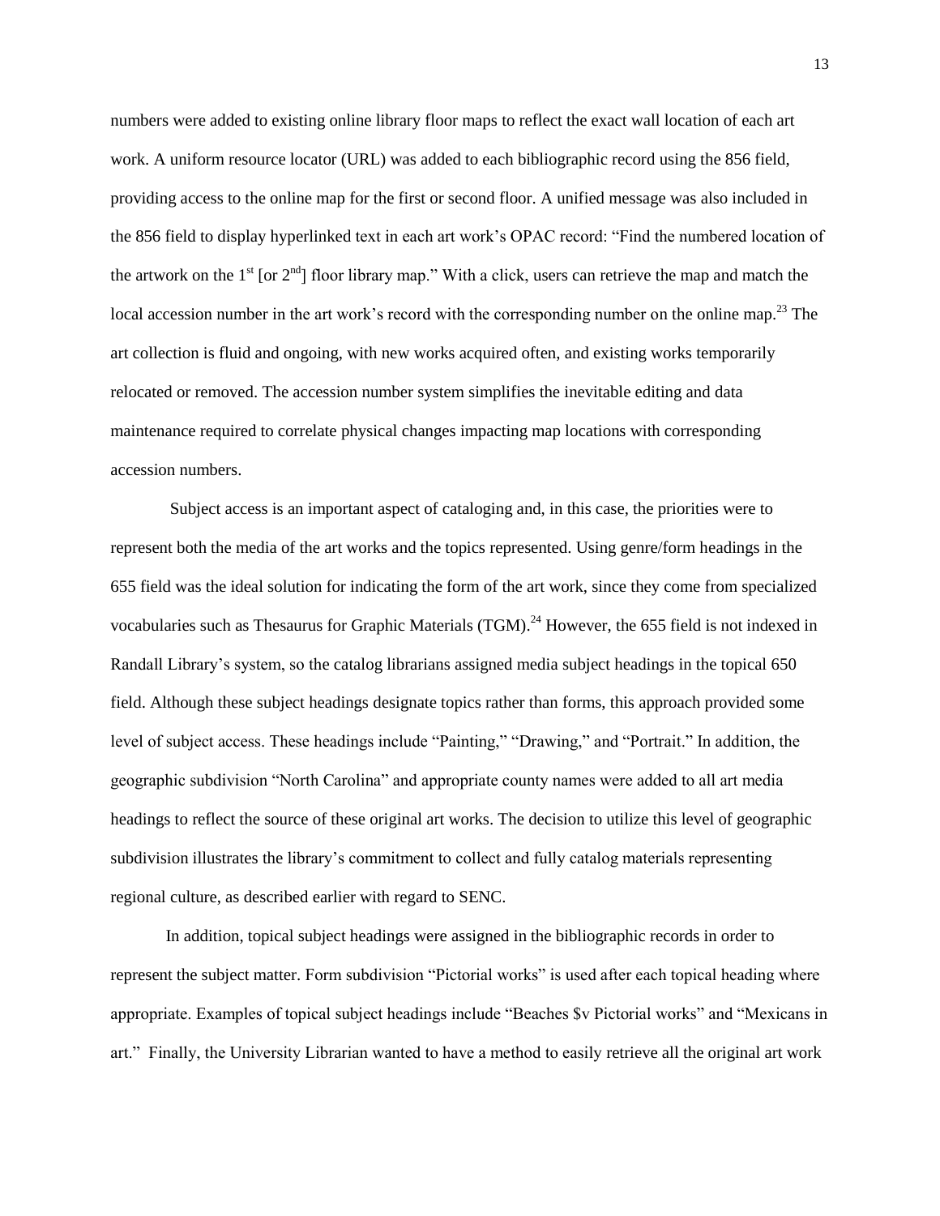numbers were added to existing online library floor maps to reflect the exact wall location of each art work. A uniform resource locator (URL) was added to each bibliographic record using the 856 field, providing access to the online map for the first or second floor. A unified message was also included in the 856 field to display hyperlinked text in each art work's OPAC record: "Find the numbered location of the artwork on the 1st [or 2nd] floor library map." With a click, users can retrieve the map and match the local accession number in the art work's record with the corresponding number on the online map.[23] The art collection is fluid and ongoing, with new works acquired often, and existing works temporarily relocated or removed. The accession number system simplifies the inevitable editing and data maintenance required to correlate physical changes impacting map locations with corresponding accession numbers.

Subject access is an important aspect of cataloging and, in this case, the priorities were to represent both the media of the art works and the topics represented. Using genre/form headings in the 655 field was the ideal solution for indicating the form of the art work, since they come from specialized vocabularies such as Thesaurus for Graphic Materials (TGM).[24] However, the 655 field is not indexed in Randall Library's system, so the catalog librarians assigned media subject headings in the topical 650 field. Although these subject headings designate topics rather than forms, this approach provided some level of subject access. These headings include "Painting," "Drawing," and "Portrait." In addition, the geographic subdivision "North Carolina" and appropriate county names were added to all art media headings to reflect the source of these original art works. The decision to utilize this level of geographic subdivision illustrates the library's commitment to collect and fully catalog materials representing regional culture, as described earlier with regard to SENC.

In addition, topical subject headings were assigned in the bibliographic records in order to represent the subject matter. Form subdivision "Pictorial works" is used after each topical heading where appropriate. Examples of topical subject headings include "Beaches $v Pictorial works" and "Mexicans in art." Finally, the University Librarian wanted to have a method to easily retrieve all the original art work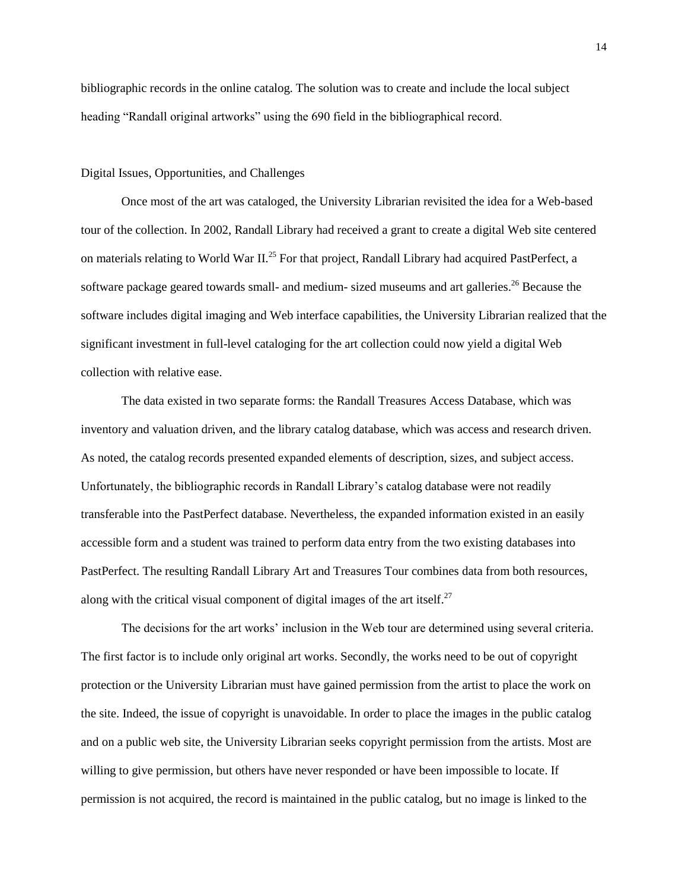bibliographic records in the online catalog. The solution was to create and include the local subject heading "Randall original artworks" using the 690 field in the bibliographical record.

## Digital Issues, Opportunities, and Challenges

Once most of the art was cataloged, the University Librarian revisited the idea for a Web-based tour of the collection. In 2002, Randall Library had received a grant to create a digital Web site centered on materials relating to World War II.[25] For that project, Randall Library had acquired PastPerfect, a software package geared towards small- and medium- sized museums and art galleries.[26] Because the software includes digital imaging and Web interface capabilities, the University Librarian realized that the significant investment in full-level cataloging for the art collection could now yield a digital Web collection with relative ease.

The data existed in two separate forms: the Randall Treasures Access Database, which was inventory and valuation driven, and the library catalog database, which was access and research driven. As noted, the catalog records presented expanded elements of description, sizes, and subject access. Unfortunately, the bibliographic records in Randall Library's catalog database were not readily transferable into the PastPerfect database. Nevertheless, the expanded information existed in an easily accessible form and a student was trained to perform data entry from the two existing databases into PastPerfect. The resulting Randall Library Art and Treasures Tour combines data from both resources, along with the critical visual component of digital images of the art itself.[27]

The decisions for the art works' inclusion in the Web tour are determined using several criteria. The first factor is to include only original art works. Secondly, the works need to be out of copyright protection or the University Librarian must have gained permission from the artist to place the work on the site. Indeed, the issue of copyright is unavoidable. In order to place the images in the public catalog and on a public web site, the University Librarian seeks copyright permission from the artists. Most are willing to give permission, but others have never responded or have been impossible to locate. If permission is not acquired, the record is maintained in the public catalog, but no image is linked to the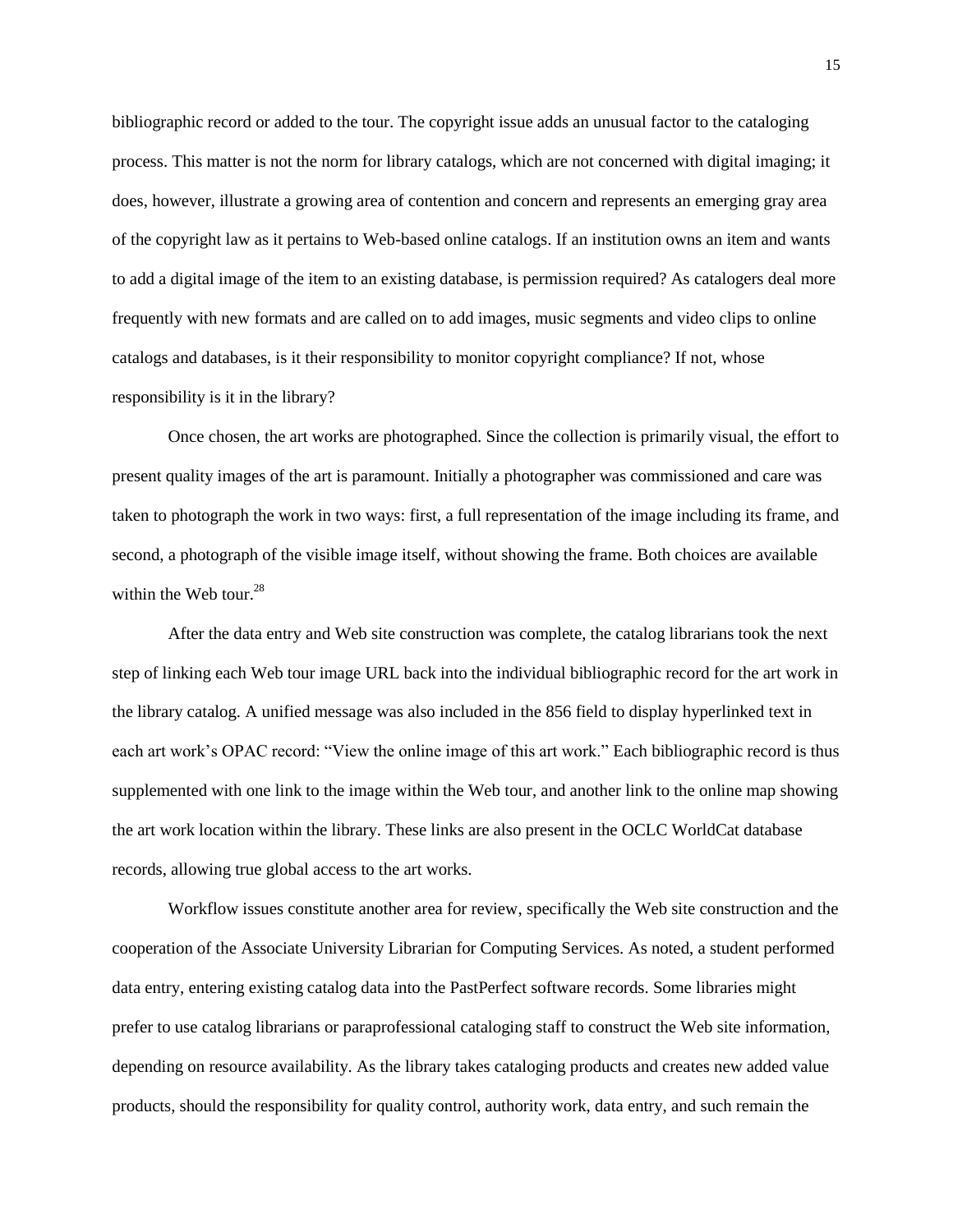bibliographic record or added to the tour. The copyright issue adds an unusual factor to the cataloging process. This matter is not the norm for library catalogs, which are not concerned with digital imaging; it does, however, illustrate a growing area of contention and concern and represents an emerging gray area of the copyright law as it pertains to Web-based online catalogs. If an institution owns an item and wants to add a digital image of the item to an existing database, is permission required? As catalogers deal more frequently with new formats and are called on to add images, music segments and video clips to online catalogs and databases, is it their responsibility to monitor copyright compliance? If not, whose responsibility is it in the library?

Once chosen, the art works are photographed. Since the collection is primarily visual, the effort to present quality images of the art is paramount. Initially a photographer was commissioned and care was taken to photograph the work in two ways: first, a full representation of the image including its frame, and second, a photograph of the visible image itself, without showing the frame. Both choices are available within the Web tour.[28]

After the data entry and Web site construction was complete, the catalog librarians took the next step of linking each Web tour image URL back into the individual bibliographic record for the art work in the library catalog. A unified message was also included in the 856 field to display hyperlinked text in each art work's OPAC record: "View the online image of this art work." Each bibliographic record is thus supplemented with one link to the image within the Web tour, and another link to the online map showing the art work location within the library. These links are also present in the OCLC WorldCat database records, allowing true global access to the art works.

Workflow issues constitute another area for review, specifically the Web site construction and the cooperation of the Associate University Librarian for Computing Services. As noted, a student performed data entry, entering existing catalog data into the PastPerfect software records. Some libraries might prefer to use catalog librarians or paraprofessional cataloging staff to construct the Web site information, depending on resource availability. As the library takes cataloging products and creates new added value products, should the responsibility for quality control, authority work, data entry, and such remain the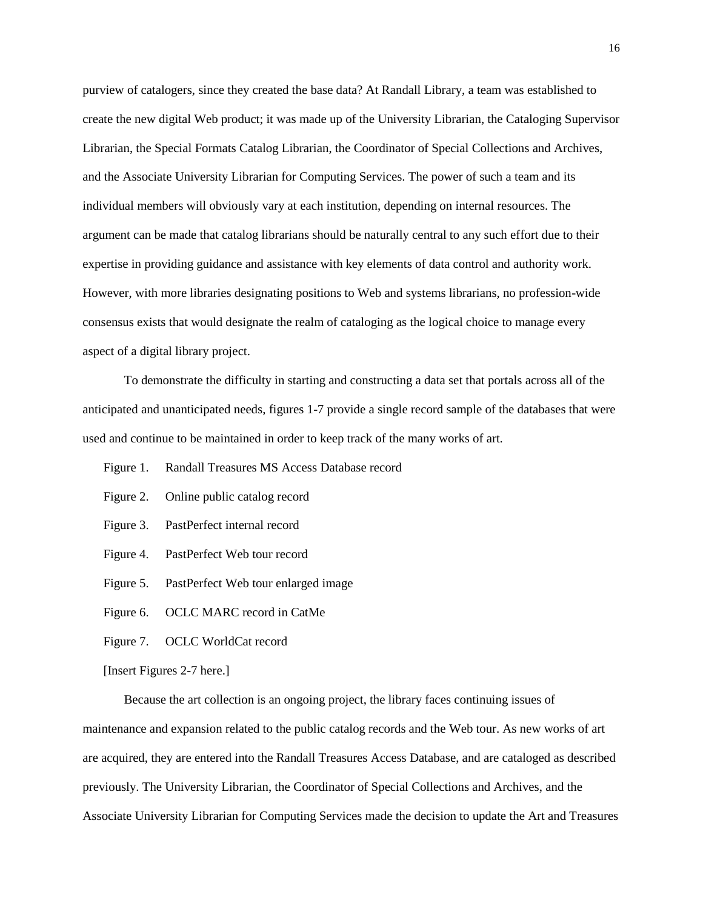purview of catalogers, since they created the base data? At Randall Library, a team was established to create the new digital Web product; it was made up of the University Librarian, the Cataloging Supervisor Librarian, the Special Formats Catalog Librarian, the Coordinator of Special Collections and Archives, and the Associate University Librarian for Computing Services. The power of such a team and its individual members will obviously vary at each institution, depending on internal resources. The argument can be made that catalog librarians should be naturally central to any such effort due to their expertise in providing guidance and assistance with key elements of data control and authority work. However, with more libraries designating positions to Web and systems librarians, no profession-wide consensus exists that would designate the realm of cataloging as the logical choice to manage every aspect of a digital library project.

To demonstrate the difficulty in starting and constructing a data set that portals across all of the anticipated and unanticipated needs, figures 1-7 provide a single record sample of the databases that were used and continue to be maintained in order to keep track of the many works of art.

Figure 1. Randall Treasures MS Access Database record

Figure 2. Online public catalog record

Figure 3. PastPerfect internal record

Figure 4. PastPerfect Web tour record

Figure 5. PastPerfect Web tour enlarged image

Figure 6. OCLC MARC record in CatMe

Figure 7. OCLC WorldCat record

[Insert Figures 2-7 here.]

Because the art collection is an ongoing project, the library faces continuing issues of maintenance and expansion related to the public catalog records and the Web tour. As new works of art are acquired, they are entered into the Randall Treasures Access Database, and are cataloged as described previously. The University Librarian, the Coordinator of Special Collections and Archives, and the Associate University Librarian for Computing Services made the decision to update the Art and Treasures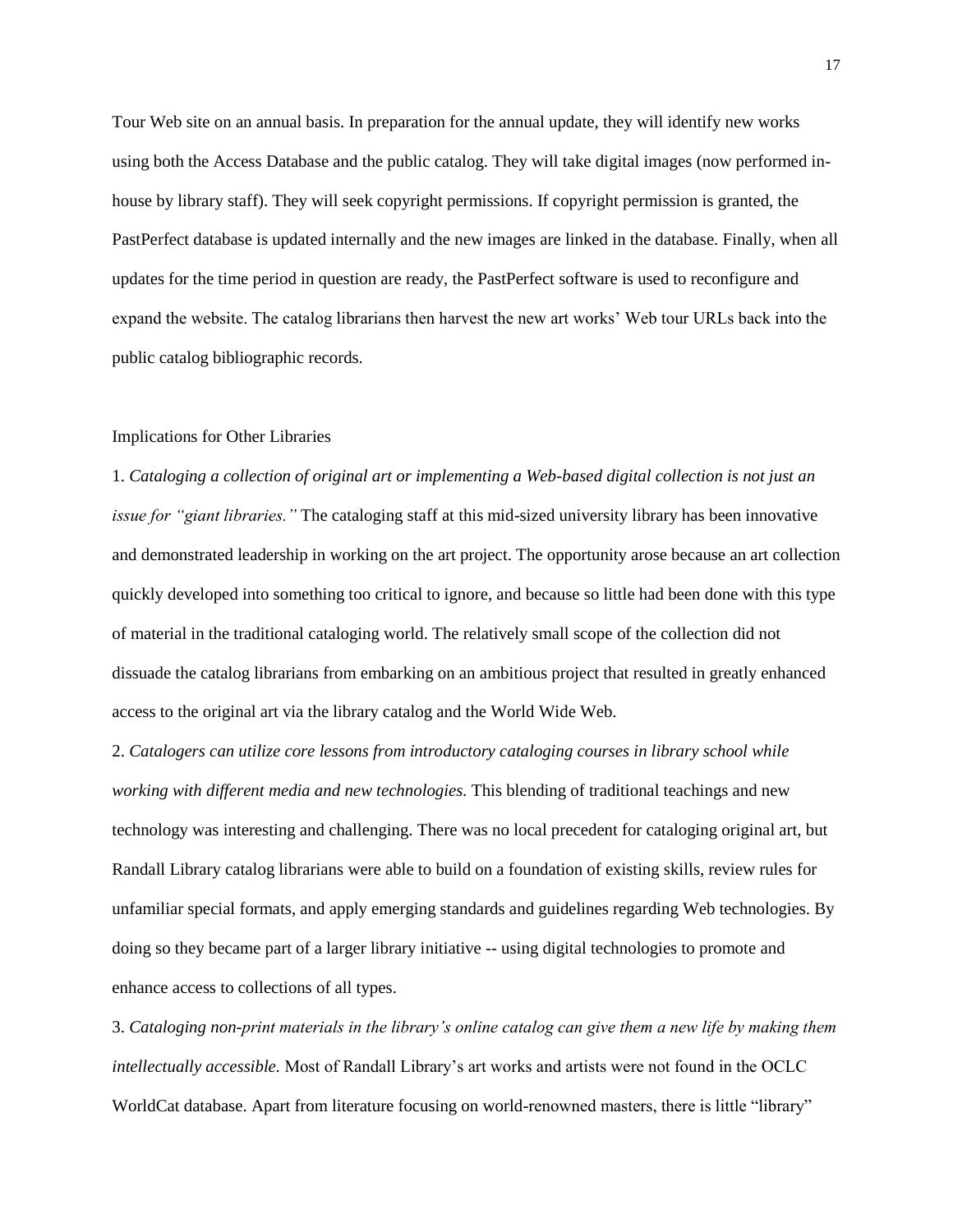Tour Web site on an annual basis. In preparation for the annual update, they will identify new works using both the Access Database and the public catalog. They will take digital images (now performed in-house by library staff). They will seek copyright permissions. If copyright permission is granted, the PastPerfect database is updated internally and the new images are linked in the database. Finally, when all updates for the time period in question are ready, the PastPerfect software is used to reconfigure and expand the website. The catalog librarians then harvest the new art works' Web tour URLs back into the public catalog bibliographic records.

## Implications for Other Libraries

1. *Cataloging a collection of original art or implementing a Web-based digital collection is not just an issue for "giant libraries."* The cataloging staff at this mid-sized university library has been innovative and demonstrated leadership in working on the art project. The opportunity arose because an art collection quickly developed into something too critical to ignore, and because so little had been done with this type of material in the traditional cataloging world. The relatively small scope of the collection did not dissuade the catalog librarians from embarking on an ambitious project that resulted in greatly enhanced access to the original art via the library catalog and the World Wide Web.

2. *Catalogers can utilize core lessons from introductory cataloging courses in library school while working with different media and new technologies.* This blending of traditional teachings and new technology was interesting and challenging. There was no local precedent for cataloging original art, but Randall Library catalog librarians were able to build on a foundation of existing skills, review rules for unfamiliar special formats, and apply emerging standards and guidelines regarding Web technologies. By doing so they became part of a larger library initiative -- using digital technologies to promote and enhance access to collections of all types.

3. *Cataloging non-print materials in the library's online catalog can give them a new life by making them intellectually accessible.* Most of Randall Library's art works and artists were not found in the OCLC WorldCat database. Apart from literature focusing on world-renowned masters, there is little "library"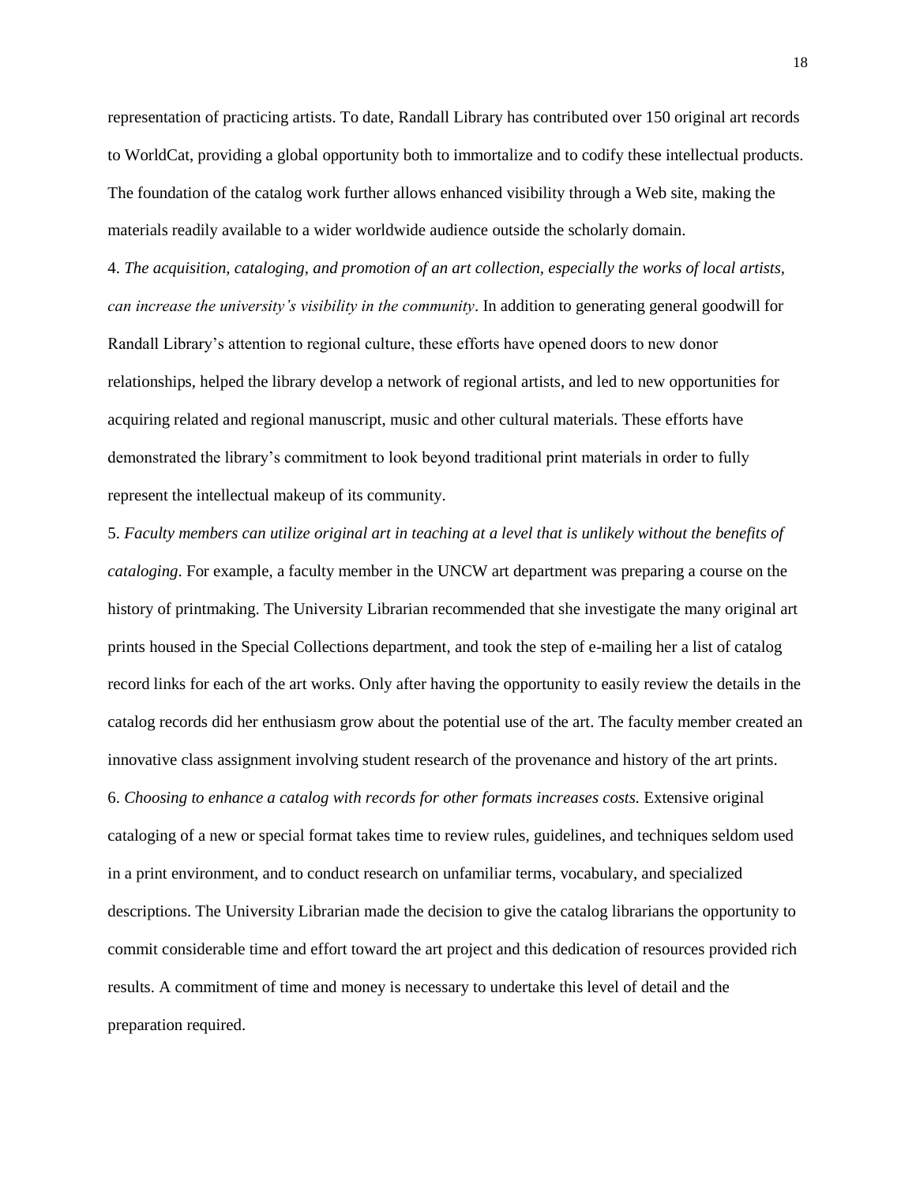representation of practicing artists. To date, Randall Library has contributed over 150 original art records to WorldCat, providing a global opportunity both to immortalize and to codify these intellectual products. The foundation of the catalog work further allows enhanced visibility through a Web site, making the materials readily available to a wider worldwide audience outside the scholarly domain.

4. *The acquisition, cataloging, and promotion of an art collection, especially the works of local artists, can increase the university's visibility in the community*. In addition to generating general goodwill for Randall Library's attention to regional culture, these efforts have opened doors to new donor relationships, helped the library develop a network of regional artists, and led to new opportunities for acquiring related and regional manuscript, music and other cultural materials. These efforts have demonstrated the library's commitment to look beyond traditional print materials in order to fully represent the intellectual makeup of its community.

5. *Faculty members can utilize original art in teaching at a level that is unlikely without the benefits of cataloging*. For example, a faculty member in the UNCW art department was preparing a course on the history of printmaking. The University Librarian recommended that she investigate the many original art prints housed in the Special Collections department, and took the step of e-mailing her a list of catalog record links for each of the art works. Only after having the opportunity to easily review the details in the catalog records did her enthusiasm grow about the potential use of the art. The faculty member created an innovative class assignment involving student research of the provenance and history of the art prints.

6. *Choosing to enhance a catalog with records for other formats increases costs.* Extensive original cataloging of a new or special format takes time to review rules, guidelines, and techniques seldom used in a print environment, and to conduct research on unfamiliar terms, vocabulary, and specialized descriptions. The University Librarian made the decision to give the catalog librarians the opportunity to commit considerable time and effort toward the art project and this dedication of resources provided rich results. A commitment of time and money is necessary to undertake this level of detail and the preparation required.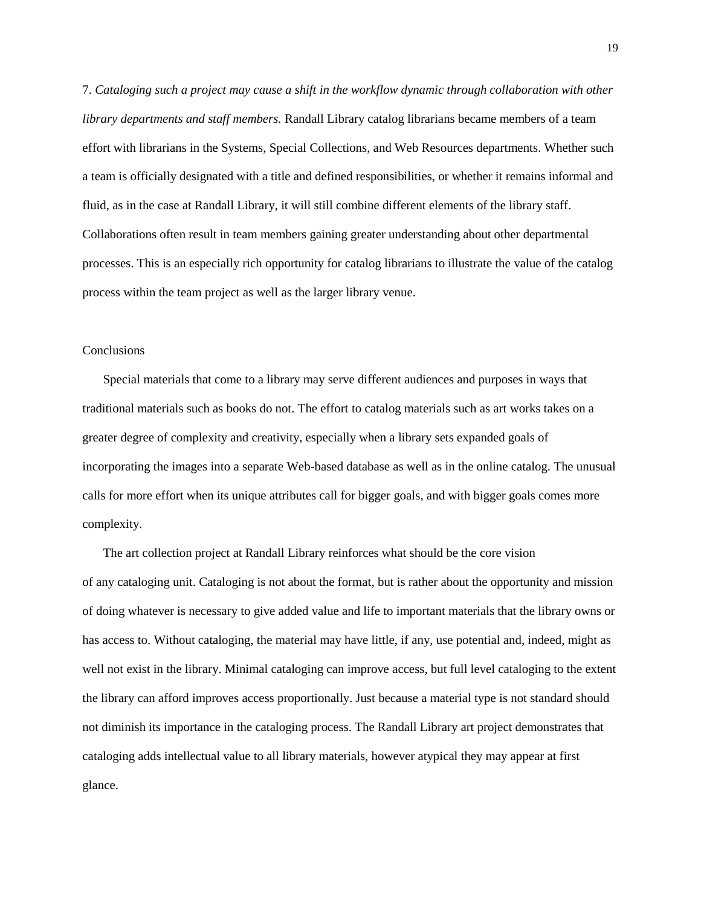7. *Cataloging such a project may cause a shift in the workflow dynamic through collaboration with other library departments and staff members.* Randall Library catalog librarians became members of a team effort with librarians in the Systems, Special Collections, and Web Resources departments. Whether such a team is officially designated with a title and defined responsibilities, or whether it remains informal and fluid, as in the case at Randall Library, it will still combine different elements of the library staff. Collaborations often result in team members gaining greater understanding about other departmental processes. This is an especially rich opportunity for catalog librarians to illustrate the value of the catalog process within the team project as well as the larger library venue.

## Conclusions

Special materials that come to a library may serve different audiences and purposes in ways that traditional materials such as books do not. The effort to catalog materials such as art works takes on a greater degree of complexity and creativity, especially when a library sets expanded goals of incorporating the images into a separate Web-based database as well as in the online catalog. The unusual calls for more effort when its unique attributes call for bigger goals, and with bigger goals comes more complexity.

The art collection project at Randall Library reinforces what should be the core vision of any cataloging unit. Cataloging is not about the format, but is rather about the opportunity and mission of doing whatever is necessary to give added value and life to important materials that the library owns or has access to. Without cataloging, the material may have little, if any, use potential and, indeed, might as well not exist in the library. Minimal cataloging can improve access, but full level cataloging to the extent the library can afford improves access proportionally. Just because a material type is not standard should not diminish its importance in the cataloging process. The Randall Library art project demonstrates that cataloging adds intellectual value to all library materials, however atypical they may appear at first glance.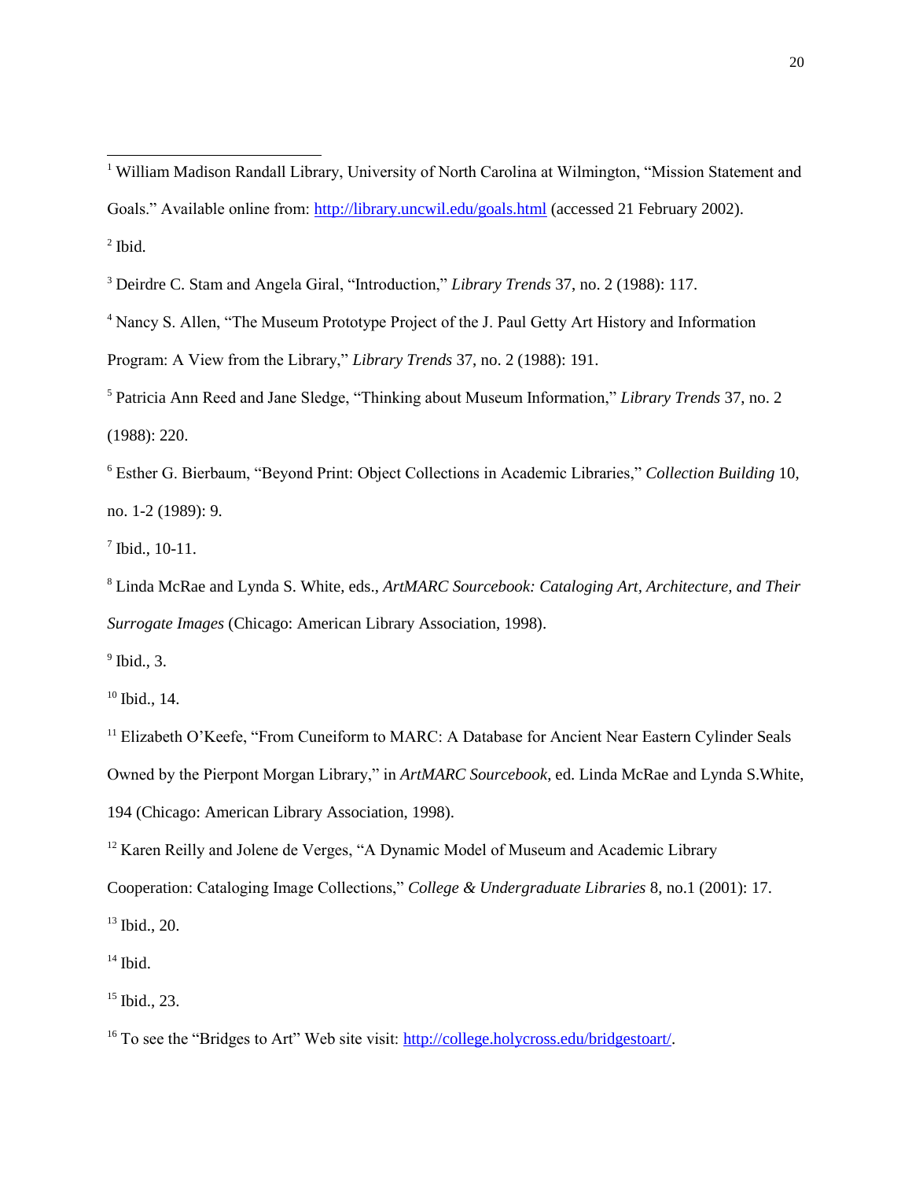[1] William Madison Randall Library, University of North Carolina at Wilmington, "Mission Statement and Goals." Available online from: http://library.uncwil.edu/goals.html (accessed 21 February 2002).

[2] Ibid.

[3] Deirdre C. Stam and Angela Giral, "Introduction," *Library Trends* 37, no. 2 (1988): 117.

[4] Nancy S. Allen, "The Museum Prototype Project of the J. Paul Getty Art History and Information Program: A View from the Library," *Library Trends* 37, no. 2 (1988): 191.

[5] Patricia Ann Reed and Jane Sledge, "Thinking about Museum Information," *Library Trends* 37, no. 2 (1988): 220.

[6] Esther G. Bierbaum, "Beyond Print: Object Collections in Academic Libraries," *Collection Building* 10, no. 1-2 (1989): 9.

[7] Ibid., 10-11.

[8] Linda McRae and Lynda S. White, eds., *ArtMARC Sourcebook: Cataloging Art, Architecture, and Their Surrogate Images* (Chicago: American Library Association, 1998).

[9] Ibid., 3.

[10] Ibid., 14.

[11] Elizabeth O'Keefe, "From Cuneiform to MARC: A Database for Ancient Near Eastern Cylinder Seals Owned by the Pierpont Morgan Library," in *ArtMARC Sourcebook*, ed. Linda McRae and Lynda S.White, 194 (Chicago: American Library Association, 1998).

[12] Karen Reilly and Jolene de Verges, "A Dynamic Model of Museum and Academic Library Cooperation: Cataloging Image Collections," *College & Undergraduate Libraries* 8, no.1 (2001): 17.

[13] Ibid., 20.

[14] Ibid.

[15] Ibid., 23.

[16] To see the "Bridges to Art" Web site visit: http://college.holycross.edu/bridgestoart/.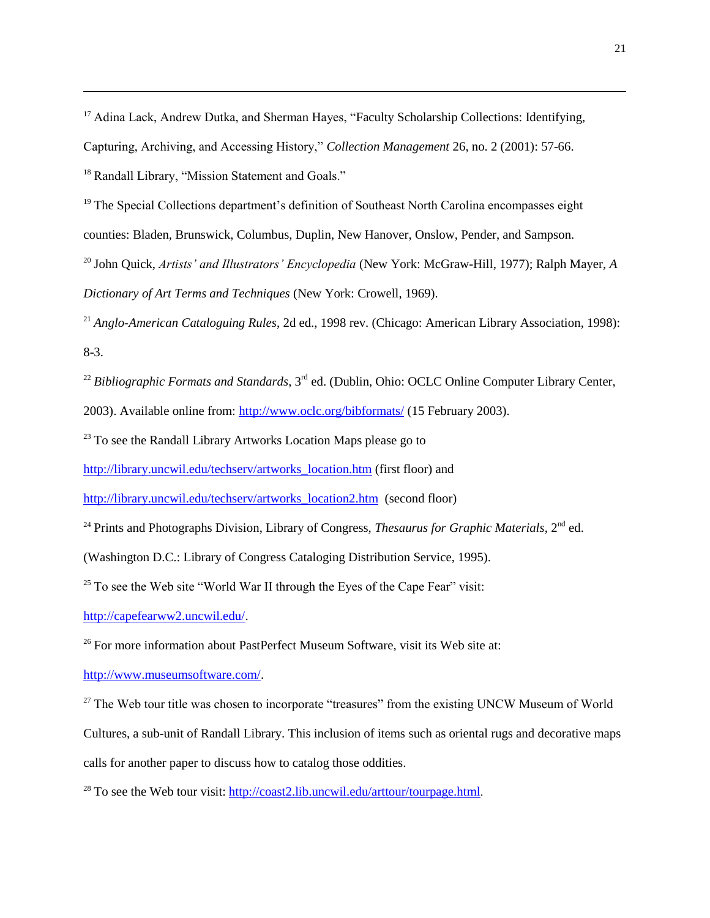[17] Adina Lack, Andrew Dutka, and Sherman Hayes, "Faculty Scholarship Collections: Identifying, Capturing, Archiving, and Accessing History," *Collection Management* 26, no. 2 (2001): 57-66.

[18] Randall Library, "Mission Statement and Goals."

[19] The Special Collections department's definition of Southeast North Carolina encompasses eight counties: Bladen, Brunswick, Columbus, Duplin, New Hanover, Onslow, Pender, and Sampson.

[20] John Quick, *Artists' and Illustrators' Encyclopedia* (New York: McGraw-Hill, 1977); Ralph Mayer, *A Dictionary of Art Terms and Techniques* (New York: Crowell, 1969).

[21] *Anglo-American Cataloguing Rules*, 2d ed., 1998 rev. (Chicago: American Library Association, 1998): 8-3.

[22] *Bibliographic Formats and Standards*, 3rd ed. (Dublin, Ohio: OCLC Online Computer Library Center, 2003). Available online from: http://www.oclc.org/bibformats/ (15 February 2003).

[23] To see the Randall Library Artworks Location Maps please go to http://library.uncwil.edu/techserv/artworks_location.htm (first floor) and http://library.uncwil.edu/techserv/artworks_location2.htm (second floor)

[24] Prints and Photographs Division, Library of Congress, *Thesaurus for Graphic Materials*, 2nd ed. (Washington D.C.: Library of Congress Cataloging Distribution Service, 1995).

[25] To see the Web site "World War II through the Eyes of the Cape Fear" visit: http://capefearww2.uncwil.edu/.

[26] For more information about PastPerfect Museum Software, visit its Web site at: http://www.museumsoftware.com/.

[27] The Web tour title was chosen to incorporate "treasures" from the existing UNCW Museum of World Cultures, a sub-unit of Randall Library. This inclusion of items such as oriental rugs and decorative maps calls for another paper to discuss how to catalog those oddities.

[28] To see the Web tour visit: http://coast2.lib.uncwil.edu/arttour/tourpage.html.